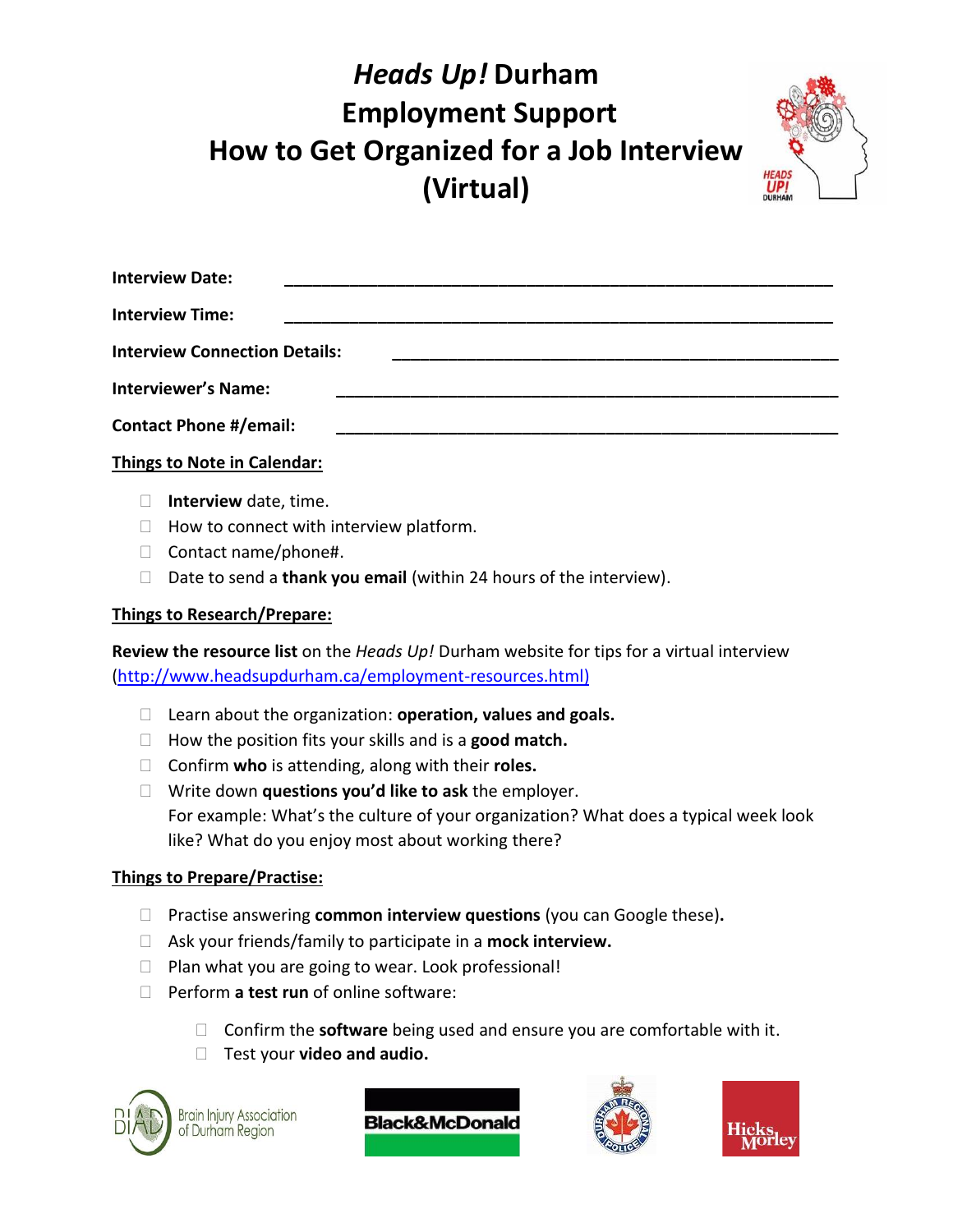# *Heads Up!* Durham Employment Support How to Get Organized for a Job Interview (Virtual)

**Interview Date:** ____________________________________________

**Interview Time:** ____________________________________________

**Interview Connection Details:** ____________________________________

**Interviewer's Name:** __________________________________________

**Contact Phone #/email:** ________________________________________

## Things to Note in Calendar:

- ☐ **Interview** date, time.
- ☐ How to connect with interview platform.
- ☐ Contact name/phone#.
- ☐ Date to send a **thank you email** (within 24 hours of the interview).

## Things to Research/Prepare:

**Review the resource list** on the *Heads Up!* Durham website for tips for a virtual interview (http://www.headsupdurham.ca/employment-resources.html)

- ☐ Learn about the organization: **operation, values and goals.**
- ☐ How the position fits your skills and is a **good match.**
- ☐ Confirm **who** is attending, along with their **roles.**
- ☐ Write down **questions you'd like to ask** the employer.
  For example: What's the culture of your organization? What does a typical week look like? What do you enjoy most about working there?

## Things to Prepare/Practise:

- ☐ Practise answering **common interview questions** (you can Google these)**.**
- ☐ Ask your friends/family to participate in a **mock interview.**
- ☐ Plan what you are going to wear. Look professional!
- ☐ Perform **a test run** of online software:
  - ☐ Confirm the **software** being used and ensure you are comfortable with it.
  - ☐ Test your **video and audio.**

Brain Injury Association of Durham Region | Black&McDonald | Durham Regional Police | Hicks Morley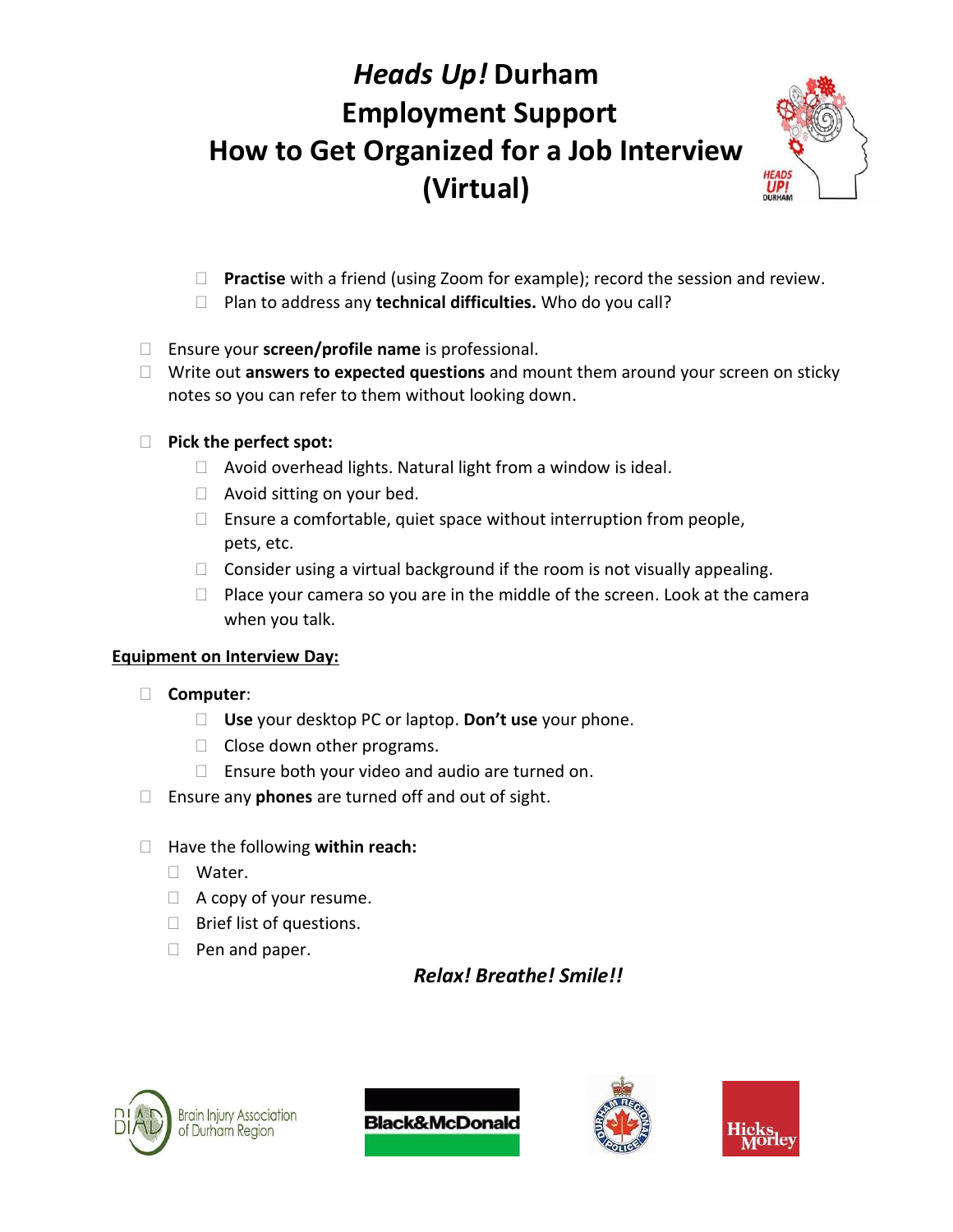# *Heads Up!* Durham Employment Support How to Get Organized for a Job Interview (Virtual)

- **Practise** with a friend (using Zoom for example); record the session and review.
- Plan to address any **technical difficulties.** Who do you call?

- Ensure your **screen/profile name** is professional.
- Write out **answers to expected questions** and mount them around your screen on sticky notes so you can refer to them without looking down.

- **Pick the perfect spot:**
  - Avoid overhead lights. Natural light from a window is ideal.
  - Avoid sitting on your bed.
  - Ensure a comfortable, quiet space without interruption from people, pets, etc.
  - Consider using a virtual background if the room is not visually appealing.
  - Place your camera so you are in the middle of the screen. Look at the camera when you talk.

**Equipment on Interview Day:**

- **Computer**:
  - **Use** your desktop PC or laptop. **Don't use** your phone.
  - Close down other programs.
  - Ensure both your video and audio are turned on.
- Ensure any **phones** are turned off and out of sight.

- Have the following **within reach:**
  - Water.
  - A copy of your resume.
  - Brief list of questions.
  - Pen and paper.

***Relax! Breathe! Smile!!***

Brain Injury Association of Durham Region

Black&McDonald

Hicks Morley